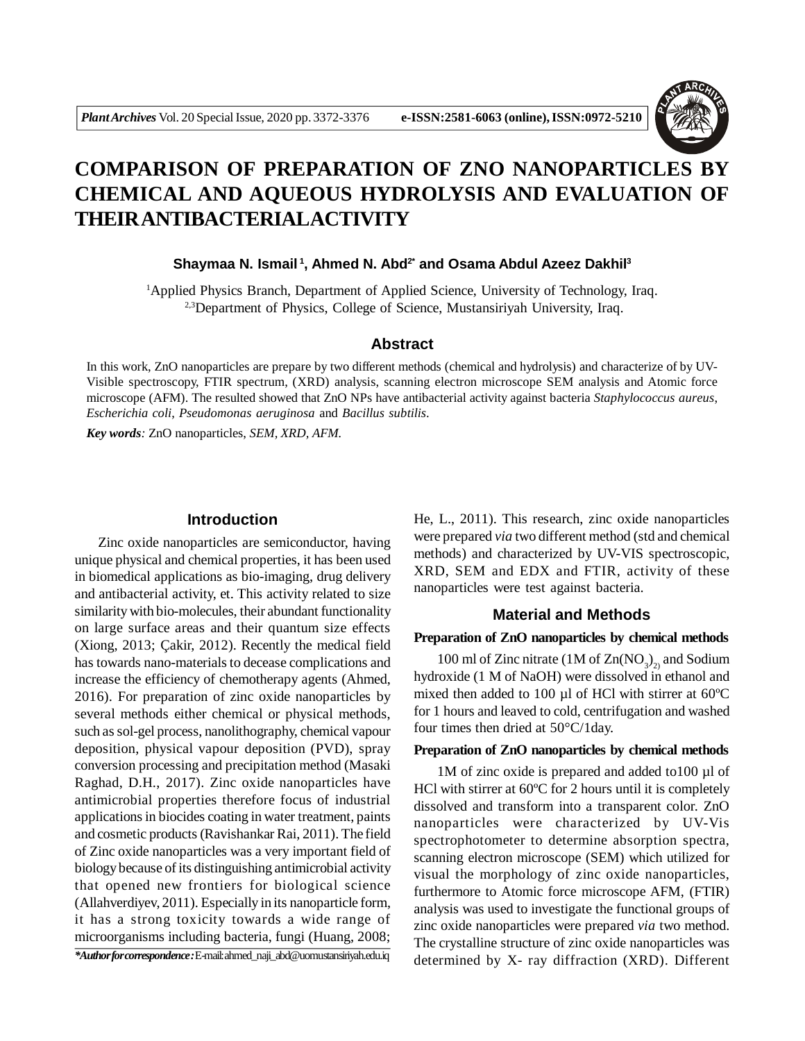# COMPARISON OF PREPARATION OF ZNO NANOPARTICLES BY CHEMICAL AND AQUEOUS HYDROLYSIS AND EVALUATION OF THEIR ANTIBACTERIAL ACTIVITY

**Shaymaa N. Ismail [1], Ahmed N. Abd[2*] and Osama Abdul Azeez Dakhil[3]**

[1]Applied Physics Branch, Department of Applied Science, University of Technology, Iraq.
[2,3]Department of Physics, College of Science, Mustansiriyah University, Iraq.

## Abstract

In this work, ZnO nanoparticles are prepare by two different methods (chemical and hydrolysis) and characterize of by UV-Visible spectroscopy, FTIR spectrum, (XRD) analysis, scanning electron microscope SEM analysis and Atomic force microscope (AFM). The resulted showed that ZnO NPs have antibacterial activity against bacteria *Staphylococcus aureus*, *Escherichia coli*, *Pseudomonas aeruginosa* and *Bacillus subtilis*.

***Key words**:* ZnO nanoparticles, *SEM, XRD, AFM.*

## Introduction

Zinc oxide nanoparticles are semiconductor, having unique physical and chemical properties, it has been used in biomedical applications as bio-imaging, drug delivery and antibacterial activity, et. This activity related to size similarity with bio-molecules, their abundant functionality on large surface areas and their quantum size effects (Xiong, 2013; Çakir, 2012). Recently the medical field has towards nano-materials to decease complications and increase the efficiency of chemotherapy agents (Ahmed, 2016). For preparation of zinc oxide nanoparticles by several methods either chemical or physical methods, such as sol-gel process, nanolithography, chemical vapour deposition, physical vapour deposition (PVD), spray conversion processing and precipitation method (Masaki Raghad, D.H., 2017). Zinc oxide nanoparticles have antimicrobial properties therefore focus of industrial applications in biocides coating in water treatment, paints and cosmetic products (Ravishankar Rai, 2011). The field of Zinc oxide nanoparticles was a very important field of biology because of its distinguishing antimicrobial activity that opened new frontiers for biological science (Allahverdiyev, 2011). Especially in its nanoparticle form, it has a strong toxicity towards a wide range of microorganisms including bacteria, fungi (Huang, 2008; He, L., 2011). This research, zinc oxide nanoparticles were prepared *via* two different method (std and chemical methods) and characterized by UV-VIS spectroscopic, XRD, SEM and EDX and FTIR, activity of these nanoparticles were test against bacteria.

***Author for correspondence :** E-mail: ahmed_naji_abd@uomustansiriyah.edu.iq

## Material and Methods

### Preparation of ZnO nanoparticles by chemical methods

100 ml of Zinc nitrate (1M of $Zn(NO_3)_2$) and Sodium hydroxide (1 M of NaOH) were dissolved in ethanol and mixed then added to 100 µl of HCl with stirrer at 60ºC for 1 hours and leaved to cold, centrifugation and washed four times then dried at 50°C/1day.

### Preparation of ZnO nanoparticles by chemical methods

1M of zinc oxide is prepared and added to100 µl of HCl with stirrer at 60ºC for 2 hours until it is completely dissolved and transform into a transparent color. ZnO nanoparticles were characterized by UV-Vis spectrophotometer to determine absorption spectra, scanning electron microscope (SEM) which utilized for visual the morphology of zinc oxide nanoparticles, furthermore to Atomic force microscope AFM, (FTIR) analysis was used to investigate the functional groups of zinc oxide nanoparticles were prepared *via* two method. The crystalline structure of zinc oxide nanoparticles was determined by X- ray diffraction (XRD). Different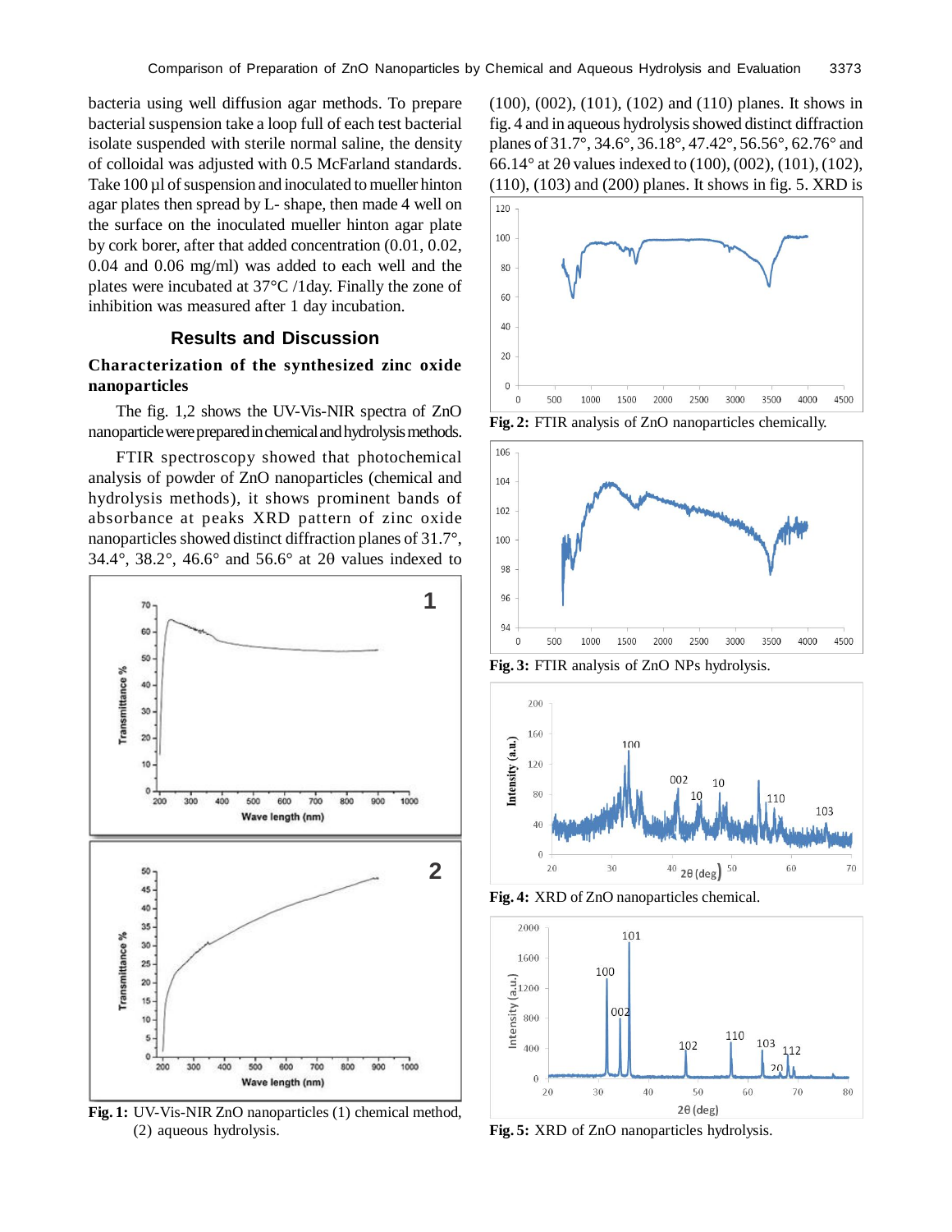bacteria using well diffusion agar methods. To prepare bacterial suspension take a loop full of each test bacterial isolate suspended with sterile normal saline, the density of colloidal was adjusted with 0.5 McFarland standards. Take 100 µl of suspension and inoculated to mueller hinton agar plates then spread by L- shape, then made 4 well on the surface on the inoculated mueller hinton agar plate by cork borer, after that added concentration (0.01, 0.02, 0.04 and 0.06 mg/ml) was added to each well and the plates were incubated at 37°C /1day. Finally the zone of inhibition was measured after 1 day incubation.

## Results and Discussion

### Characterization of the synthesized zinc oxide nanoparticles

The fig. 1,2 shows the UV-Vis-NIR spectra of ZnO nanoparticle were prepared in chemical and hydrolysis methods.

FTIR spectroscopy showed that photochemical analysis of powder of ZnO nanoparticles (chemical and hydrolysis methods), it shows prominent bands of absorbance at peaks XRD pattern of zinc oxide nanoparticles showed distinct diffraction planes of 31.7°, 34.4°, 38.2°, 46.6° and 56.6° at 2θ values indexed to (100), (002), (101), (102) and (110) planes. It shows in fig. 4 and in aqueous hydrolysis showed distinct diffraction planes of 31.7°, 34.6°, 36.18°, 47.42°, 56.56°, 62.76° and 66.14° at 2θ values indexed to (100), (002), (101), (102), (110), (103) and (200) planes. It shows in fig. 5. XRD is

**Fig. 1:** UV-Vis-NIR ZnO nanoparticles (1) chemical method, (2) aqueous hydrolysis.

**Fig. 2:** FTIR analysis of ZnO nanoparticles chemically.

**Fig. 3:** FTIR analysis of ZnO NPs hydrolysis.

**Fig. 4:** XRD of ZnO nanoparticles chemical.

**Fig. 5:** XRD of ZnO nanoparticles hydrolysis.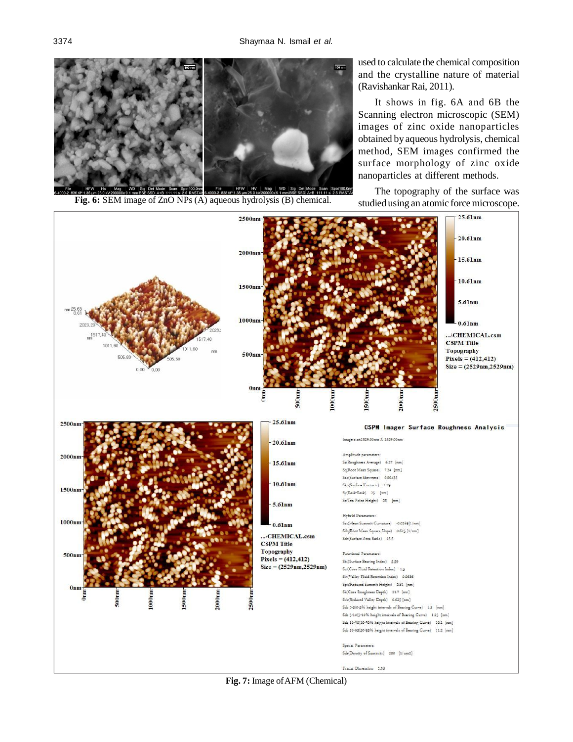used to calculate the chemical composition and the crystalline nature of material (Ravishankar Rai, 2011).

It shows in fig. 6A and 6B the Scanning electron microscopic (SEM) images of zinc oxide nanoparticles obtained by aqueous hydrolysis, chemical method, SEM images confirmed the surface morphology of zinc oxide nanoparticles at different methods.

The topography of the surface was studied using an atomic force microscope.

**Fig. 6:** SEM image of ZnO NPs (A) aqueous hydrolysis (B) chemical.

**Fig. 7:** Image of AFM (Chemical)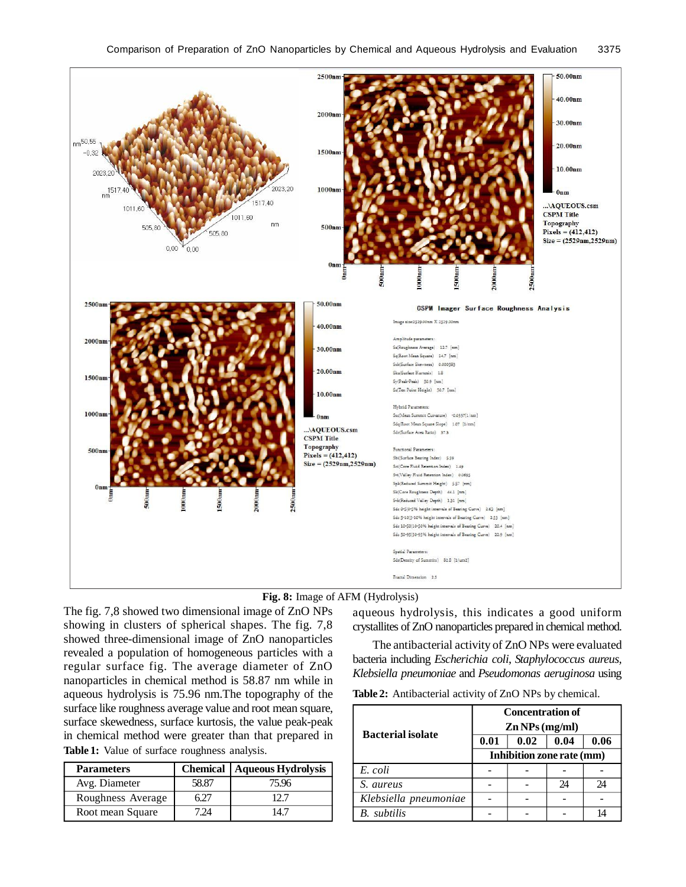Fig. 8: Image of AFM (Hydrolysis)

The fig. 7,8 showed two dimensional image of ZnO NPs showing in clusters of spherical shapes. The fig. 7,8 showed three-dimensional image of ZnO nanoparticles revealed a population of homogeneous particles with a regular surface fig. The average diameter of ZnO nanoparticles in chemical method is 58.87 nm while in aqueous hydrolysis is 75.96 nm.The topography of the surface like roughness average value and root mean square, surface skewedness, surface kurtosis, the value peak-peak in chemical method were greater than that prepared in aqueous hydrolysis, this indicates a good uniform crystallites of ZnO nanoparticles prepared in chemical method.

**Table 1:** Value of surface roughness analysis.

| Parameters | Chemical | Aqueous Hydrolysis |
|---|---|---|
| Avg. Diameter | 58.87 | 75.96 |
| Roughness Average | 6.27 | 12.7 |
| Root mean Square | 7.24 | 14.7 |

The antibacterial activity of ZnO NPs were evaluated bacteria including *Escherichia coli*, *Staphylococcus aureus*, *Klebsiella pneumoniae* and *Pseudomonas aeruginosa* using

**Table 2:** Antibacterial activity of ZnO NPs by chemical.

| Bacterial isolate | Concentration of Zn NPs (mg/ml) | | | |
|---|---|---|---|---|
| | 0.01 | 0.02 | 0.04 | 0.06 |
| | Inhibition zone rate (mm) | | | |
| *E. coli* | - | - | - | - |
| *S. aureus* | - | - | 24 | 24 |
| *Klebsiella pneumoniae* | - | - | - | - |
| *B. subtilis* | - | - | - | 14 |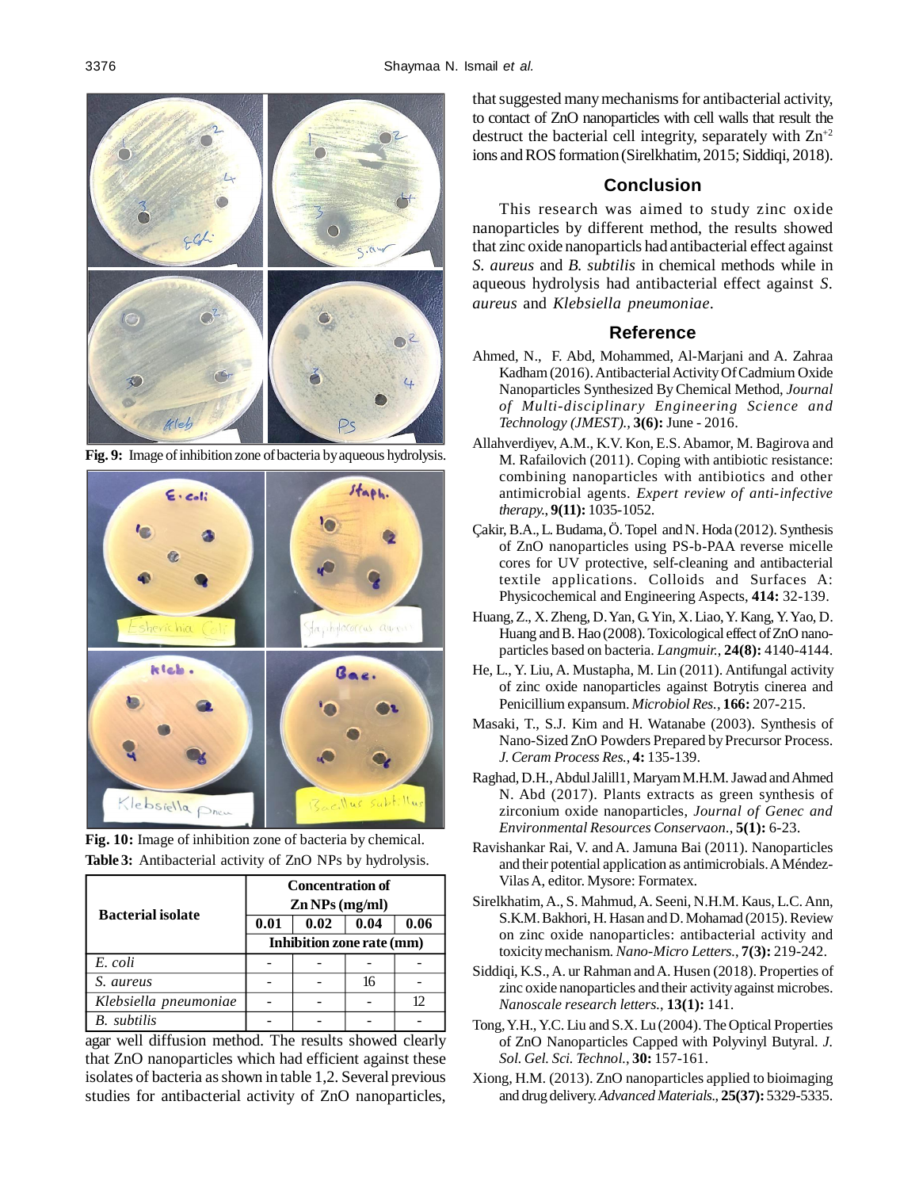Fig. 9: Image of inhibition zone of bacteria by aqueous hydrolysis.

Fig. 10: Image of inhibition zone of bacteria by chemical.

**Table 3:** Antibacterial activity of ZnO NPs by hydrolysis.

| Bacterial isolate | Concentration of Zn NPs (mg/ml) | | | |
|---|---|---|---|---|
| | 0.01 | 0.02 | 0.04 | 0.06 |
| | Inhibition zone rate (mm) | | | |
| *E. coli* | - | - | - | - |
| *S. aureus* | - | - | 16 | - |
| *Klebsiella pneumoniae* | - | - | - | 12 |
| *B. subtilis* | - | - | - | - |

agar well diffusion method. The results showed clearly that ZnO nanoparticles which had efficient against these isolates of bacteria as shown in table 1,2. Several previous studies for antibacterial activity of ZnO nanoparticles, that suggested many mechanisms for antibacterial activity, to contact of ZnO nanoparticles with cell walls that result the destruct the bacterial cell integrity, separately with $Zn^{+2}$ ions and ROS formation (Sirelkhatim, 2015; Siddiqi, 2018).

## Conclusion

This research was aimed to study zinc oxide nanoparticles by different method, the results showed that zinc oxide nanoparticls had antibacterial effect against *S. aureus* and *B. subtilis* in chemical methods while in aqueous hydrolysis had antibacterial effect against *S. aureus* and *Klebsiella pneumoniae*.

## Reference

Ahmed, N., F. Abd, Mohammed, Al-Marjani and A. Zahraa Kadham (2016). Antibacterial Activity Of Cadmium Oxide Nanoparticles Synthesized By Chemical Method, *Journal of Multi-disciplinary Engineering Science and Technology (JMEST).*, **3(6):** June - 2016.

Allahverdiyev, A.M., K.V. Kon, E.S. Abamor, M. Bagirova and M. Rafailovich (2011). Coping with antibiotic resistance: combining nanoparticles with antibiotics and other antimicrobial agents. *Expert review of anti-infective therapy.*, **9(11):** 1035-1052.

Çakir, B.A., L. Budama, Ö. Topel and N. Hoda (2012). Synthesis of ZnO nanoparticles using PS-b-PAA reverse micelle cores for UV protective, self-cleaning and antibacterial textile applications. Colloids and Surfaces A: Physicochemical and Engineering Aspects, **414:** 32-139.

Huang, Z., X. Zheng, D. Yan, G. Yin, X. Liao, Y. Kang, Y. Yao, D. Huang and B. Hao (2008). Toxicological effect of ZnO nano-particles based on bacteria. *Langmuir.*, **24(8):** 4140-4144.

He, L., Y. Liu, A. Mustapha, M. Lin (2011). Antifungal activity of zinc oxide nanoparticles against Botrytis cinerea and Penicillium expansum. *Microbiol Res.*, **166:** 207-215.

Masaki, T., S.J. Kim and H. Watanabe (2003). Synthesis of Nano-Sized ZnO Powders Prepared by Precursor Process. *J. Ceram Process Res.*, **4:** 135-139.

Raghad, D.H., Abdul Jalill1, Maryam M.H.M. Jawad and Ahmed N. Abd (2017). Plants extracts as green synthesis of zirconium oxide nanoparticles, *Journal of Genec and Environmental Resources Conservaon.*, **5(1):** 6-23.

Ravishankar Rai, V. and A. Jamuna Bai (2011). Nanoparticles and their potential application as antimicrobials. A Méndez-Vilas A, editor. Mysore: Formatex.

Sirelkhatim, A., S. Mahmud, A. Seeni, N.H.M. Kaus, L.C. Ann, S.K.M. Bakhori, H. Hasan and D. Mohamad (2015). Review on zinc oxide nanoparticles: antibacterial activity and toxicity mechanism. *Nano-Micro Letters.*, **7(3):** 219-242.

Siddiqi, K.S., A. ur Rahman and A. Husen (2018). Properties of zinc oxide nanoparticles and their activity against microbes. *Nanoscale research letters.*, **13(1):** 141.

Tong, Y.H., Y.C. Liu and S.X. Lu (2004). The Optical Properties of ZnO Nanoparticles Capped with Polyvinyl Butyral. *J. Sol. Gel. Sci. Technol.*, **30:** 157-161.

Xiong, H.M. (2013). ZnO nanoparticles applied to bioimaging and drug delivery. *Advanced Materials.*, **25(37):** 5329-5335.